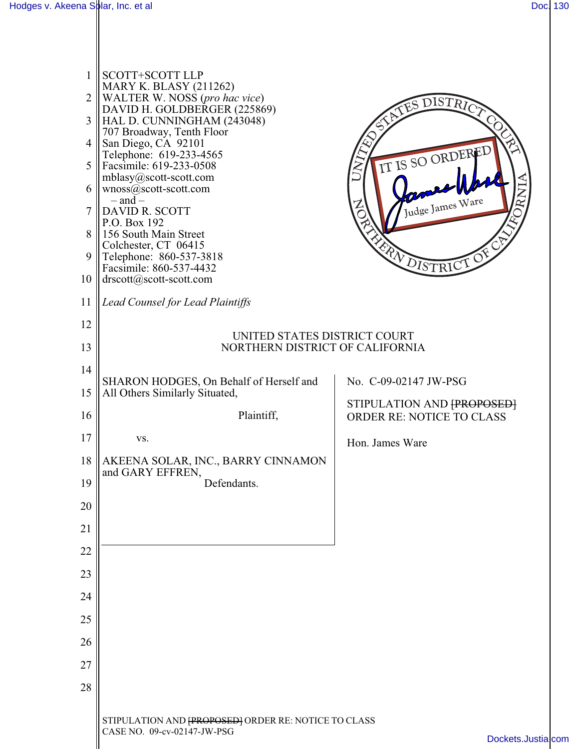SCOTT+SCOTT LLP
MARY K. BLASY (211262)
WALTER W. NOSS (*pro hac vice*)
DAVID H. GOLDBERGER (225869)
HAL D. CUNNINGHAM (243048)
707 Broadway, Tenth Floor
San Diego, CA 92101
Telephone: 619-233-4565
Facsimile: 619-233-0508
mblasy@scott-scott.com
wnoss@scott-scott.com
– and –
DAVID R. SCOTT
P.O. Box 192
156 South Main Street
Colchester, CT 06415
Telephone: 860-537-3818
Facsimile: 860-537-4432
drscott@scott-scott.com

*Lead Counsel for Lead Plaintiffs*

IT IS SO ORDERED
Judge James Ware

UNITED STATES DISTRICT COURT
NORTHERN DISTRICT OF CALIFORNIA

| | |
|---|---|
| SHARON HODGES, On Behalf of Herself and All Others Similarly Situated, Plaintiff, vs. AKEENA SOLAR, INC., BARRY CINNAMON and GARY EFFREN, Defendants. | No. C-09-02147 JW-PSG<br><br>STIPULATION AND ~~[PROPOSED]~~ ORDER RE: NOTICE TO CLASS<br><br>Hon. James Ware |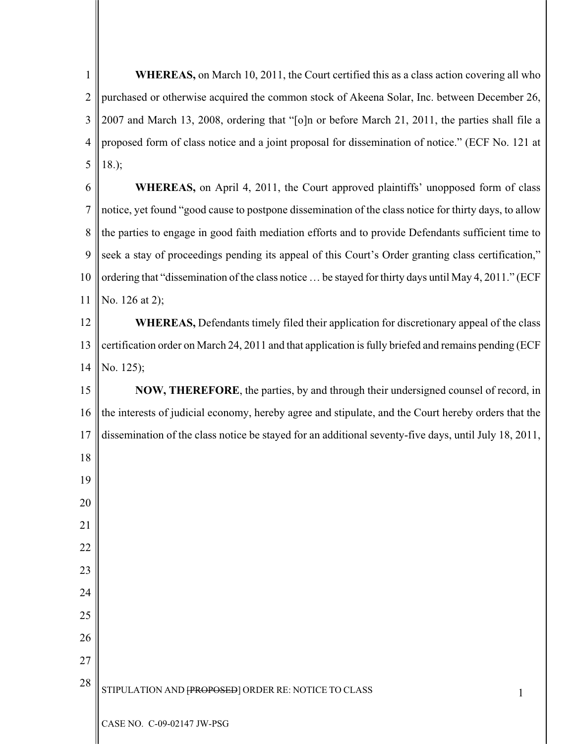**WHEREAS,** on March 10, 2011, the Court certified this as a class action covering all who purchased or otherwise acquired the common stock of Akeena Solar, Inc. between December 26, 2007 and March 13, 2008, ordering that "[o]n or before March 21, 2011, the parties shall file a proposed form of class notice and a joint proposal for dissemination of notice." (ECF No. 121 at 18.);

**WHEREAS,** on April 4, 2011, the Court approved plaintiffs' unopposed form of class notice, yet found "good cause to postpone dissemination of the class notice for thirty days, to allow the parties to engage in good faith mediation efforts and to provide Defendants sufficient time to seek a stay of proceedings pending its appeal of this Court's Order granting class certification," ordering that "dissemination of the class notice … be stayed for thirty days until May 4, 2011." (ECF No. 126 at 2);

**WHEREAS,** Defendants timely filed their application for discretionary appeal of the class certification order on March 24, 2011 and that application is fully briefed and remains pending (ECF No. 125);

**NOW, THEREFORE**, the parties, by and through their undersigned counsel of record, in the interests of judicial economy, hereby agree and stipulate, and the Court hereby orders that the dissemination of the class notice be stayed for an additional seventy-five days, until July 18, 2011,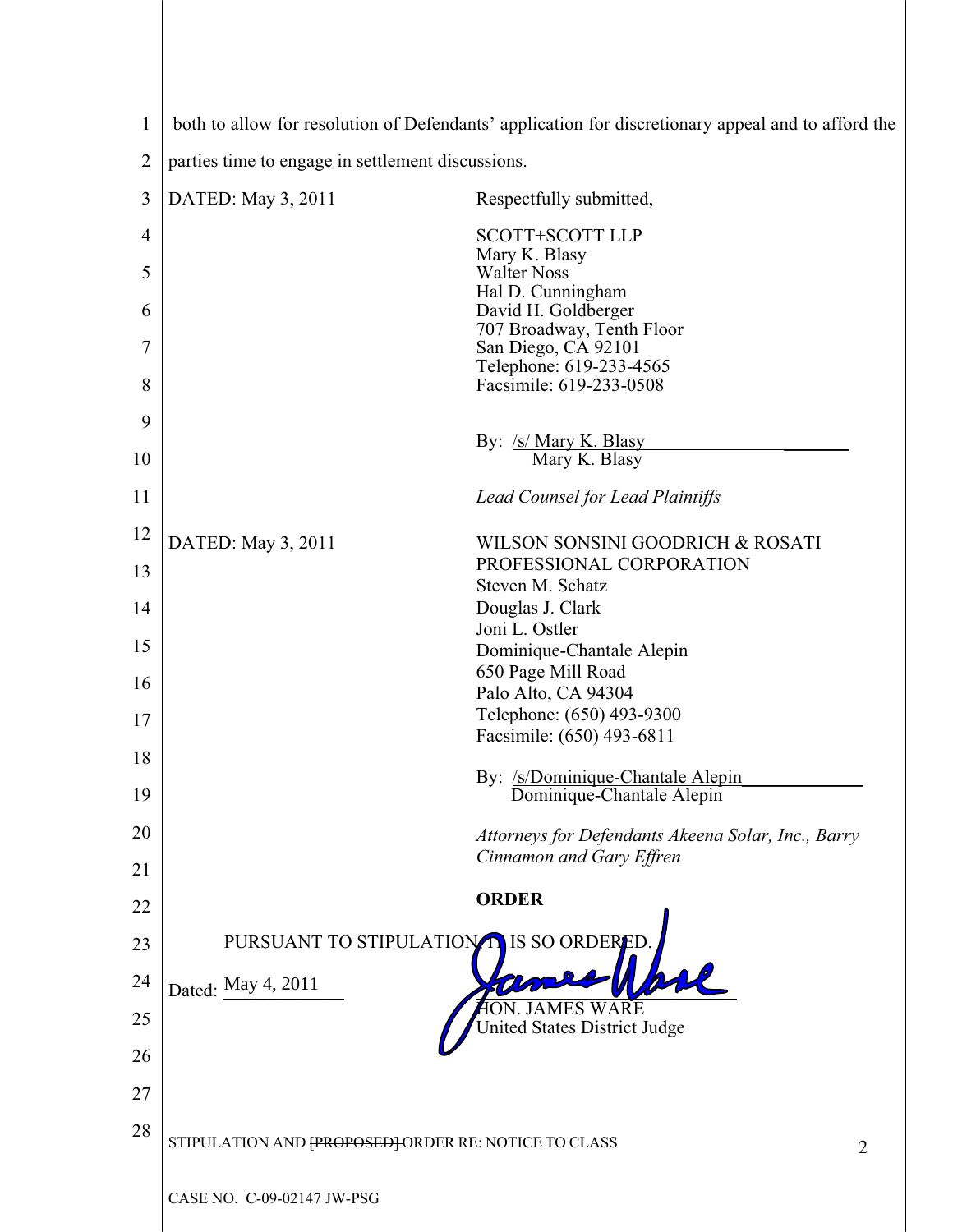both to allow for resolution of Defendants' application for discretionary appeal and to afford the parties time to engage in settlement discussions.

DATED: May 3, 2011

Respectfully submitted,

SCOTT+SCOTT LLP
Mary K. Blasy
Walter Noss
Hal D. Cunningham
David H. Goldberger
707 Broadway, Tenth Floor
San Diego, CA 92101
Telephone: 619-233-4565
Facsimile: 619-233-0508

By: /s/ Mary K. Blasy
Mary K. Blasy

*Lead Counsel for Lead Plaintiffs*

DATED: May 3, 2011

WILSON SONSINI GOODRICH & ROSATI
PROFESSIONAL CORPORATION
Steven M. Schatz
Douglas J. Clark
Joni L. Ostler
Dominique-Chantale Alepin
650 Page Mill Road
Palo Alto, CA 94304
Telephone: (650) 493-9300
Facsimile: (650) 493-6811

By: /s/Dominique-Chantale Alepin
Dominique-Chantale Alepin

*Attorneys for Defendants Akeena Solar, Inc., Barry Cinnamon and Gary Effren*

**ORDER**

PURSUANT TO STIPULATION, IT IS SO ORDERED.

Dated: May 4, 2011

HON. JAMES WARE
United States District Judge

STIPULATION AND ~~[PROPOSED]~~ ORDER RE: NOTICE TO CLASS

CASE NO. C-09-02147 JW-PSG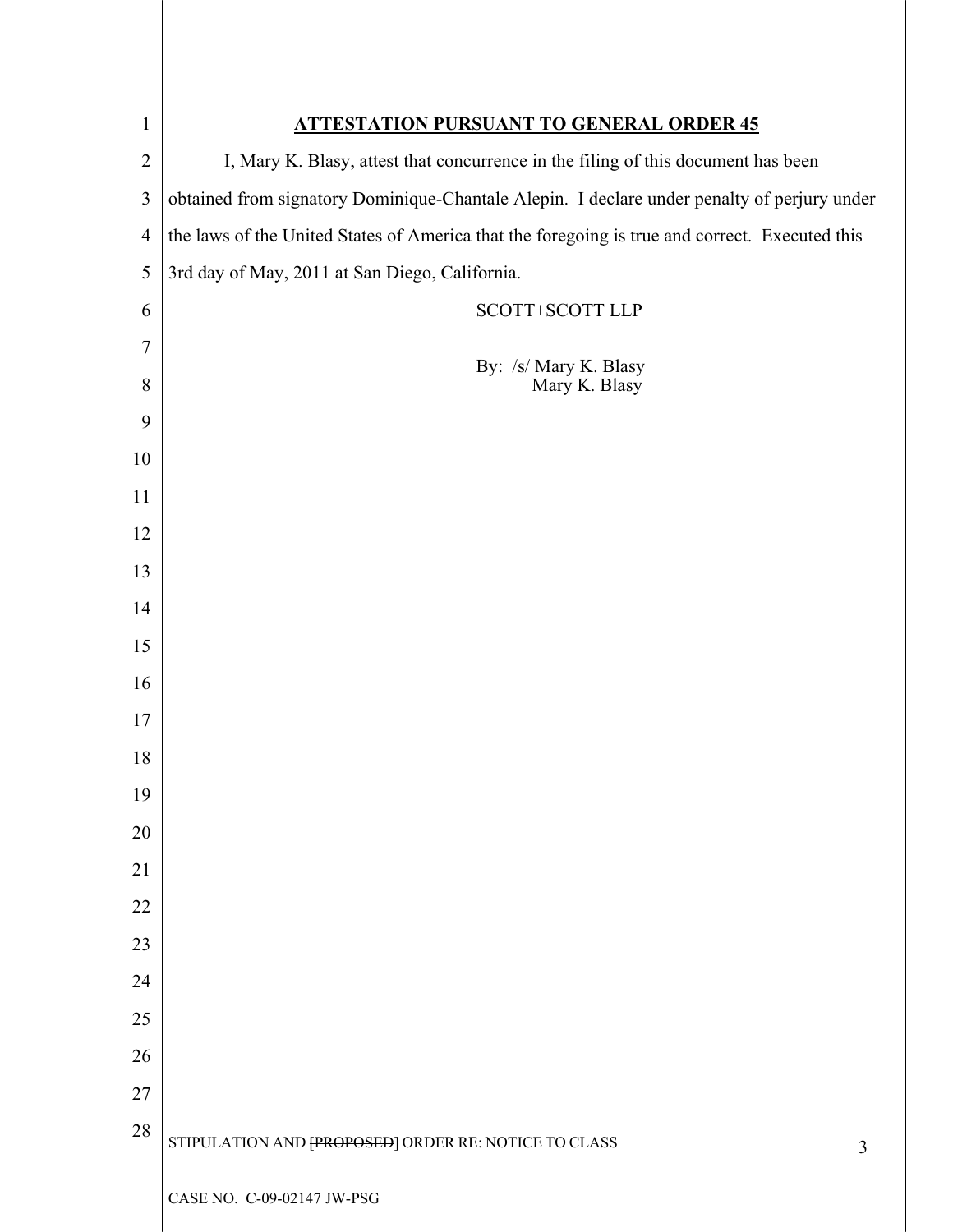**ATTESTATION PURSUANT TO GENERAL ORDER 45**

I, Mary K. Blasy, attest that concurrence in the filing of this document has been obtained from signatory Dominique-Chantale Alepin. I declare under penalty of perjury under the laws of the United States of America that the foregoing is true and correct. Executed this 3rd day of May, 2011 at San Diego, California.

SCOTT+SCOTT LLP

By: /s/ Mary K. Blasy
Mary K. Blasy